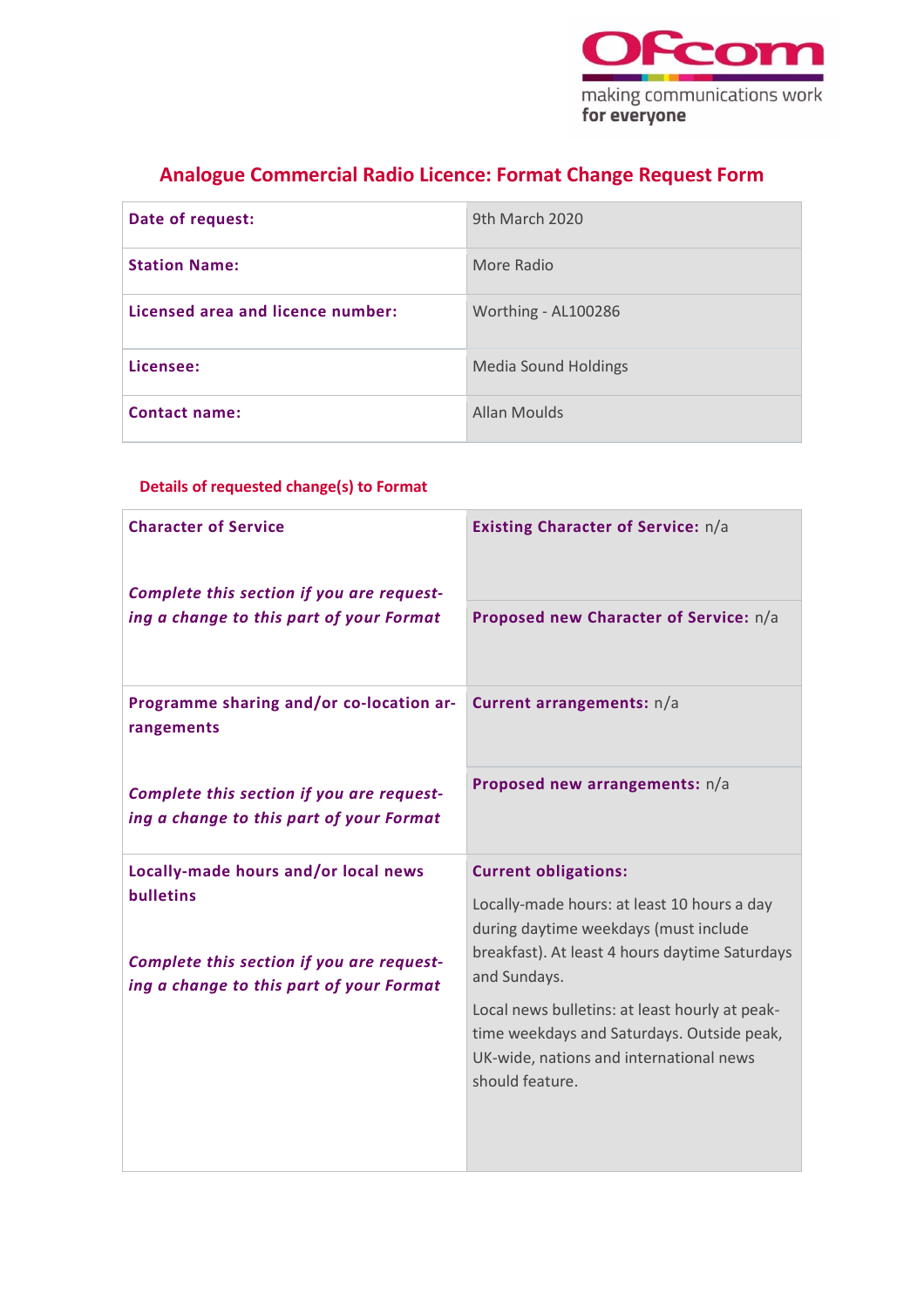# Analogue Commercial Radio Licence: Format Change Request Form

| | |
|---|---|
| **Date of request:** | 9th March 2020 |
| **Station Name:** | More Radio |
| **Licensed area and licence number:** | Worthing - AL100286 |
| **Licensee:** | Media Sound Holdings |
| **Contact name:** | Allan Moulds |

## Details of requested change(s) to Format

| | |
|---|---|
| **Character of Service**<br><br>***Complete this section if you are requesting a change to this part of your Format*** | **Existing Character of Service:** n/a<br><br>**Proposed new Character of Service:** n/a |
| **Programme sharing and/or co-location arrangements**<br><br>***Complete this section if you are requesting a change to this part of your Format*** | **Current arrangements:** n/a<br><br>**Proposed new arrangements:** n/a |
| **Locally-made hours and/or local news bulletins**<br><br>***Complete this section if you are requesting a change to this part of your Format*** | **Current obligations:**<br><br>Locally-made hours: at least 10 hours a day during daytime weekdays (must include breakfast). At least 4 hours daytime Saturdays and Sundays.<br><br>Local news bulletins: at least hourly at peak-time weekdays and Saturdays. Outside peak, UK-wide, nations and international news should feature. |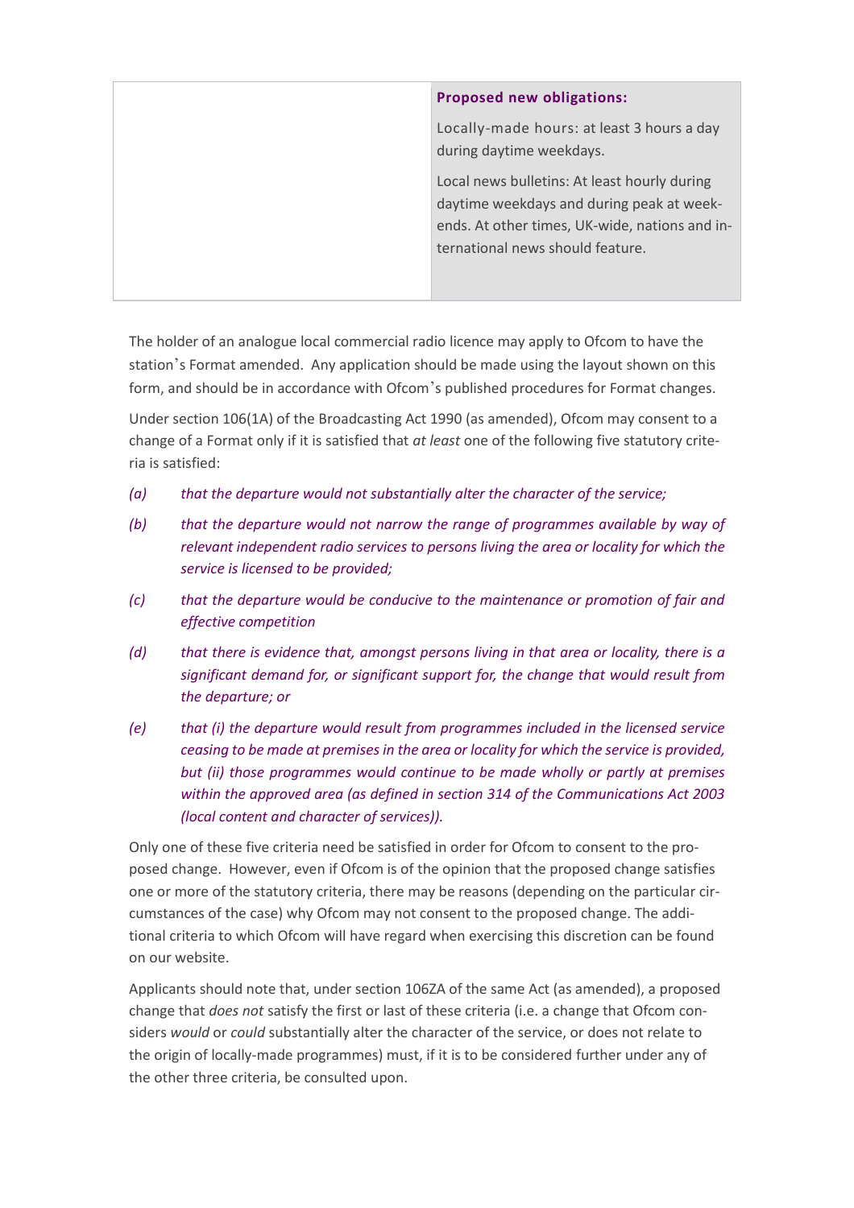| | **Proposed new obligations:**<br><br>Locally-made hours: at least 3 hours a day during daytime weekdays.<br><br>Local news bulletins: At least hourly during daytime weekdays and during peak at weekends. At other times, UK-wide, nations and international news should feature. |
|---|---|

The holder of an analogue local commercial radio licence may apply to Ofcom to have the station's Format amended. Any application should be made using the layout shown on this form, and should be in accordance with Ofcom's published procedures for Format changes.

Under section 106(1A) of the Broadcasting Act 1990 (as amended), Ofcom may consent to a change of a Format only if it is satisfied that *at least* one of the following five statutory criteria is satisfied:

*(a)* *that the departure would not substantially alter the character of the service;*

*(b)* *that the departure would not narrow the range of programmes available by way of relevant independent radio services to persons living the area or locality for which the service is licensed to be provided;*

*(c)* *that the departure would be conducive to the maintenance or promotion of fair and effective competition*

*(d)* *that there is evidence that, amongst persons living in that area or locality, there is a significant demand for, or significant support for, the change that would result from the departure; or*

*(e)* *that (i) the departure would result from programmes included in the licensed service ceasing to be made at premises in the area or locality for which the service is provided, but (ii) those programmes would continue to be made wholly or partly at premises within the approved area (as defined in section 314 of the Communications Act 2003 (local content and character of services)).*

Only one of these five criteria need be satisfied in order for Ofcom to consent to the proposed change. However, even if Ofcom is of the opinion that the proposed change satisfies one or more of the statutory criteria, there may be reasons (depending on the particular circumstances of the case) why Ofcom may not consent to the proposed change. The additional criteria to which Ofcom will have regard when exercising this discretion can be found on our website.

Applicants should note that, under section 106ZA of the same Act (as amended), a proposed change that *does not* satisfy the first or last of these criteria (i.e. a change that Ofcom considers *would* or *could* substantially alter the character of the service, or does not relate to the origin of locally-made programmes) must, if it is to be considered further under any of the other three criteria, be consulted upon.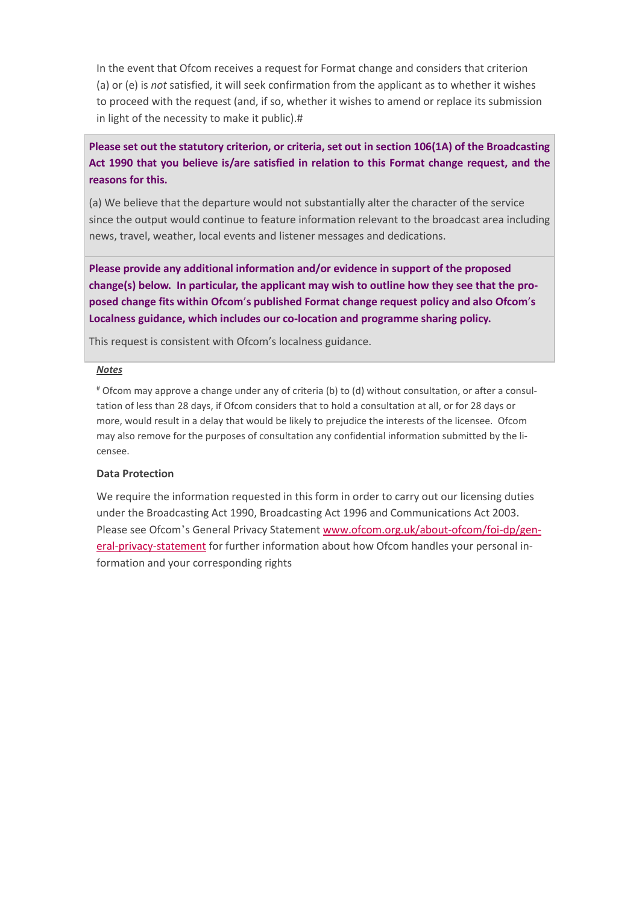In the event that Ofcom receives a request for Format change and considers that criterion (a) or (e) is *not* satisfied, it will seek confirmation from the applicant as to whether it wishes to proceed with the request (and, if so, whether it wishes to amend or replace its submission in light of the necessity to make it public).#

**Please set out the statutory criterion, or criteria, set out in section 106(1A) of the Broadcasting Act 1990 that you believe is/are satisfied in relation to this Format change request, and the reasons for this.**

(a) We believe that the departure would not substantially alter the character of the service since the output would continue to feature information relevant to the broadcast area including news, travel, weather, local events and listener messages and dedications.

**Please provide any additional information and/or evidence in support of the proposed change(s) below. In particular, the applicant may wish to outline how they see that the proposed change fits within Ofcom's published Format change request policy and also Ofcom's Localness guidance, which includes our co-location and programme sharing policy.**

This request is consistent with Ofcom's localness guidance.

***Notes***

# Ofcom may approve a change under any of criteria (b) to (d) without consultation, or after a consultation of less than 28 days, if Ofcom considers that to hold a consultation at all, or for 28 days or more, would result in a delay that would be likely to prejudice the interests of the licensee. Ofcom may also remove for the purposes of consultation any confidential information submitted by the licensee.

**Data Protection**

We require the information requested in this form in order to carry out our licensing duties under the Broadcasting Act 1990, Broadcasting Act 1996 and Communications Act 2003. Please see Ofcom's General Privacy Statement [www.ofcom.org.uk/about-ofcom/foi-dp/general-privacy-statement](www.ofcom.org.uk/about-ofcom/foi-dp/general-privacy-statement) for further information about how Ofcom handles your personal information and your corresponding rights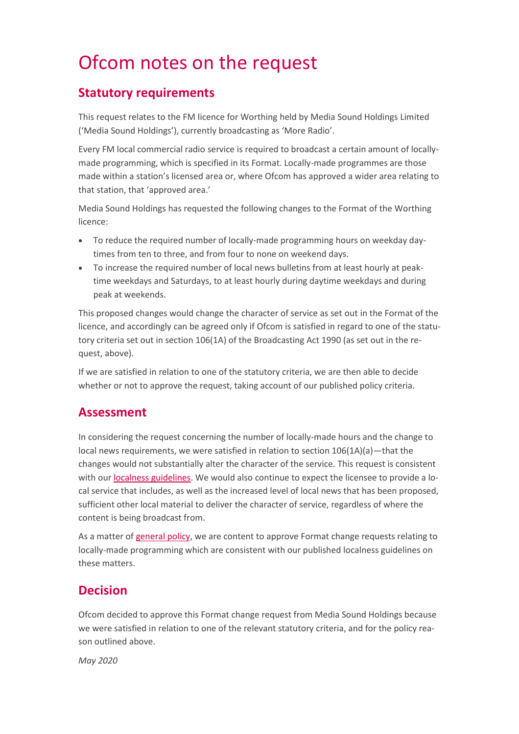# Ofcom notes on the request

## Statutory requirements

This request relates to the FM licence for Worthing held by Media Sound Holdings Limited ('Media Sound Holdings'), currently broadcasting as 'More Radio'.

Every FM local commercial radio service is required to broadcast a certain amount of locally-made programming, which is specified in its Format. Locally-made programmes are those made within a station's licensed area or, where Ofcom has approved a wider area relating to that station, that 'approved area.'

Media Sound Holdings has requested the following changes to the Format of the Worthing licence:

- To reduce the required number of locally-made programming hours on weekday day-times from ten to three, and from four to none on weekend days.
- To increase the required number of local news bulletins from at least hourly at peak-time weekdays and Saturdays, to at least hourly during daytime weekdays and during peak at weekends.

This proposed changes would change the character of service as set out in the Format of the licence, and accordingly can be agreed only if Ofcom is satisfied in regard to one of the statutory criteria set out in section 106(1A) of the Broadcasting Act 1990 (as set out in the request, above).

If we are satisfied in relation to one of the statutory criteria, we are then able to decide whether or not to approve the request, taking account of our published policy criteria.

## Assessment

In considering the request concerning the number of locally-made hours and the change to local news requirements, we were satisfied in relation to section 106(1A)(a)—that the changes would not substantially alter the character of the service. This request is consistent with our localness guidelines. We would also continue to expect the licensee to provide a local service that includes, as well as the increased level of local news that has been proposed, sufficient other local material to deliver the character of service, regardless of where the content is being broadcast from.

As a matter of general policy, we are content to approve Format change requests relating to locally-made programming which are consistent with our published localness guidelines on these matters.

## Decision

Ofcom decided to approve this Format change request from Media Sound Holdings because we were satisfied in relation to one of the relevant statutory criteria, and for the policy reason outlined above.

*May 2020*